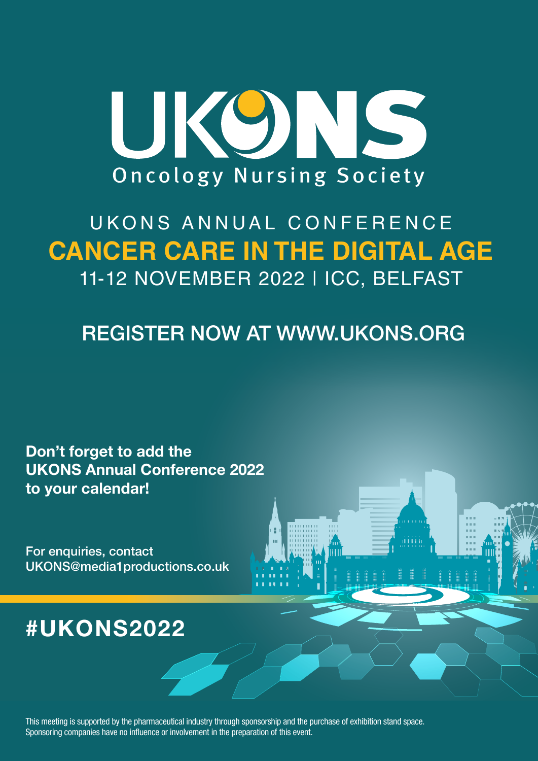# UKONS

Oncology Nursing Society

## UKONS ANNUAL CONFERENCE

## CANCER CARE IN THE DIGITAL AGE

11-12 NOVEMBER 2022 | ICC, BELFAST

REGISTER NOW AT WWW.UKONS.ORG

**Don't forget to add the UKONS Annual Conference 2022 to your calendar!**

For enquiries, contact UKONS@media1productions.co.uk

**#UKONS2022**

This meeting is supported by the pharmaceutical industry through sponsorship and the purchase of exhibition stand space. Sponsoring companies have no influence or involvement in the preparation of this event.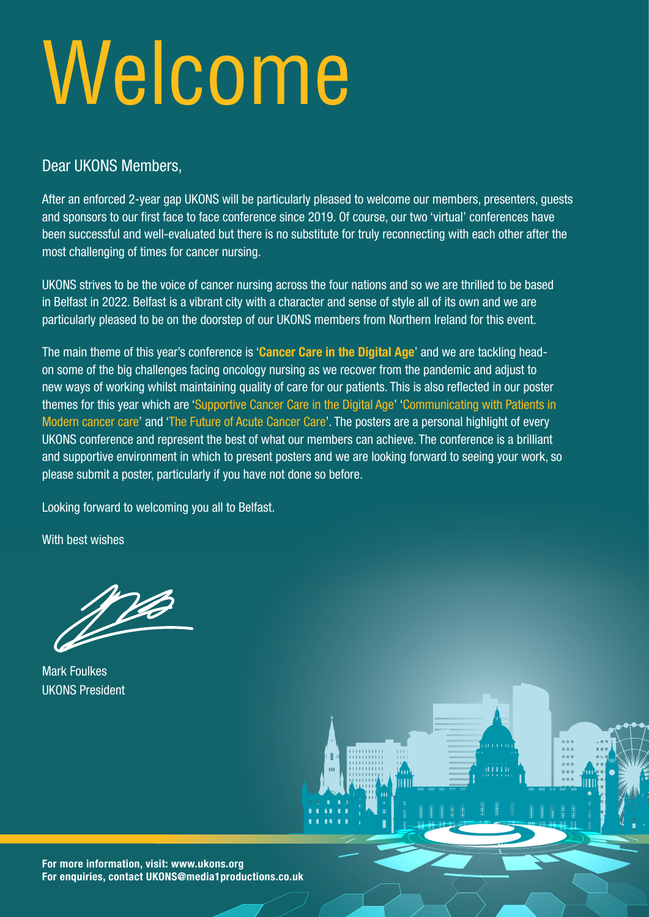# Welcome

Dear UKONS Members,

After an enforced 2-year gap UKONS will be particularly pleased to welcome our members, presenters, guests and sponsors to our first face to face conference since 2019. Of course, our two 'virtual' conferences have been successful and well-evaluated but there is no substitute for truly reconnecting with each other after the most challenging of times for cancer nursing.

UKONS strives to be the voice of cancer nursing across the four nations and so we are thrilled to be based in Belfast in 2022. Belfast is a vibrant city with a character and sense of style all of its own and we are particularly pleased to be on the doorstep of our UKONS members from Northern Ireland for this event.

The main theme of this year's conference is '**Cancer Care in the Digital Age**' and we are tackling head-on some of the big challenges facing oncology nursing as we recover from the pandemic and adjust to new ways of working whilst maintaining quality of care for our patients. This is also reflected in our poster themes for this year which are 'Supportive Cancer Care in the Digital Age' 'Communicating with Patients in Modern cancer care' and 'The Future of Acute Cancer Care'. The posters are a personal highlight of every UKONS conference and represent the best of what our members can achieve. The conference is a brilliant and supportive environment in which to present posters and we are looking forward to seeing your work, so please submit a poster, particularly if you have not done so before.

Looking forward to welcoming you all to Belfast.

With best wishes

Mark Foulkes
UKONS President

**For more information, visit: www.ukons.org**
**For enquiries, contact UKONS@media1productions.co.uk**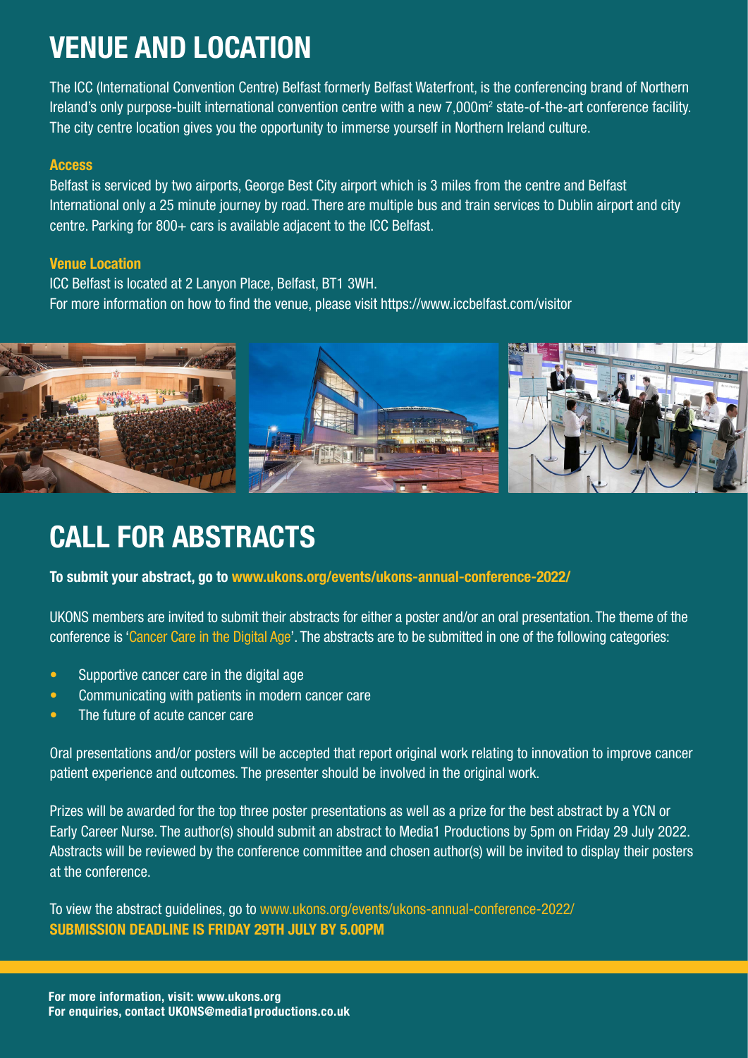# VENUE AND LOCATION

The ICC (International Convention Centre) Belfast formerly Belfast Waterfront, is the conferencing brand of Northern Ireland's only purpose-built international convention centre with a new 7,000m$^2$ state-of-the-art conference facility. The city centre location gives you the opportunity to immerse yourself in Northern Ireland culture.

### Access

Belfast is serviced by two airports, George Best City airport which is 3 miles from the centre and Belfast International only a 25 minute journey by road. There are multiple bus and train services to Dublin airport and city centre. Parking for 800+ cars is available adjacent to the ICC Belfast.

### Venue Location

ICC Belfast is located at 2 Lanyon Place, Belfast, BT1 3WH.
For more information on how to find the venue, please visit https://www.iccbelfast.com/visitor

# CALL FOR ABSTRACTS

**To submit your abstract, go to www.ukons.org/events/ukons-annual-conference-2022/**

UKONS members are invited to submit their abstracts for either a poster and/or an oral presentation. The theme of the conference is 'Cancer Care in the Digital Age'. The abstracts are to be submitted in one of the following categories:

- Supportive cancer care in the digital age
- Communicating with patients in modern cancer care
- The future of acute cancer care

Oral presentations and/or posters will be accepted that report original work relating to innovation to improve cancer patient experience and outcomes. The presenter should be involved in the original work.

Prizes will be awarded for the top three poster presentations as well as a prize for the best abstract by a YCN or Early Career Nurse. The author(s) should submit an abstract to Media1 Productions by 5pm on Friday 29 July 2022. Abstracts will be reviewed by the conference committee and chosen author(s) will be invited to display their posters at the conference.

To view the abstract guidelines, go to www.ukons.org/events/ukons-annual-conference-2022/
**SUBMISSION DEADLINE IS FRIDAY 29TH JULY BY 5.00PM**

**For more information, visit: www.ukons.org**
**For enquiries, contact UKONS@media1productions.co.uk**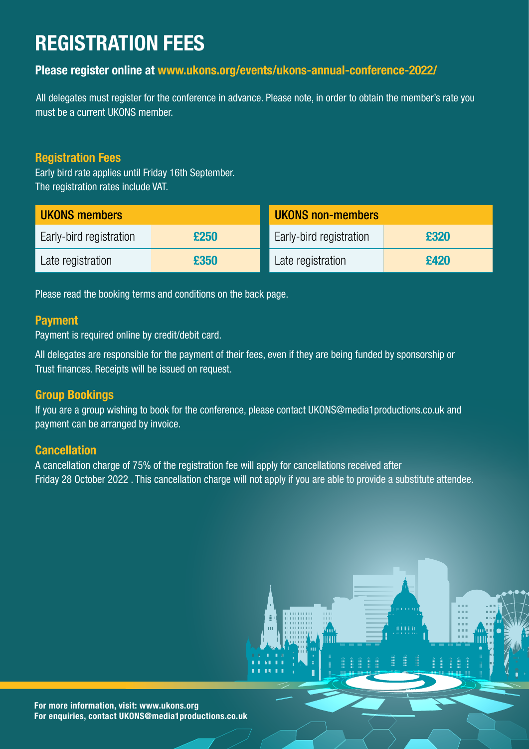# REGISTRATION FEES

**Please register online at www.ukons.org/events/ukons-annual-conference-2022/**

All delegates must register for the conference in advance. Please note, in order to obtain the member's rate you must be a current UKONS member.

## Registration Fees

Early bird rate applies until Friday 16th September.
The registration rates include VAT.

| UKONS members | |
|---|---|
| Early-bird registration | **£250** |
| Late registration | **£350** |

| UKONS non-members | |
|---|---|
| Early-bird registration | **£320** |
| Late registration | **£420** |

Please read the booking terms and conditions on the back page.

## Payment

Payment is required online by credit/debit card.

All delegates are responsible for the payment of their fees, even if they are being funded by sponsorship or Trust finances. Receipts will be issued on request.

## Group Bookings

If you are a group wishing to book for the conference, please contact UKONS@media1productions.co.uk and payment can be arranged by invoice.

## Cancellation

A cancellation charge of 75% of the registration fee will apply for cancellations received after Friday 28 October 2022 . This cancellation charge will not apply if you are able to provide a substitute attendee.

**For more information, visit: www.ukons.org**
**For enquiries, contact UKONS@media1productions.co.uk**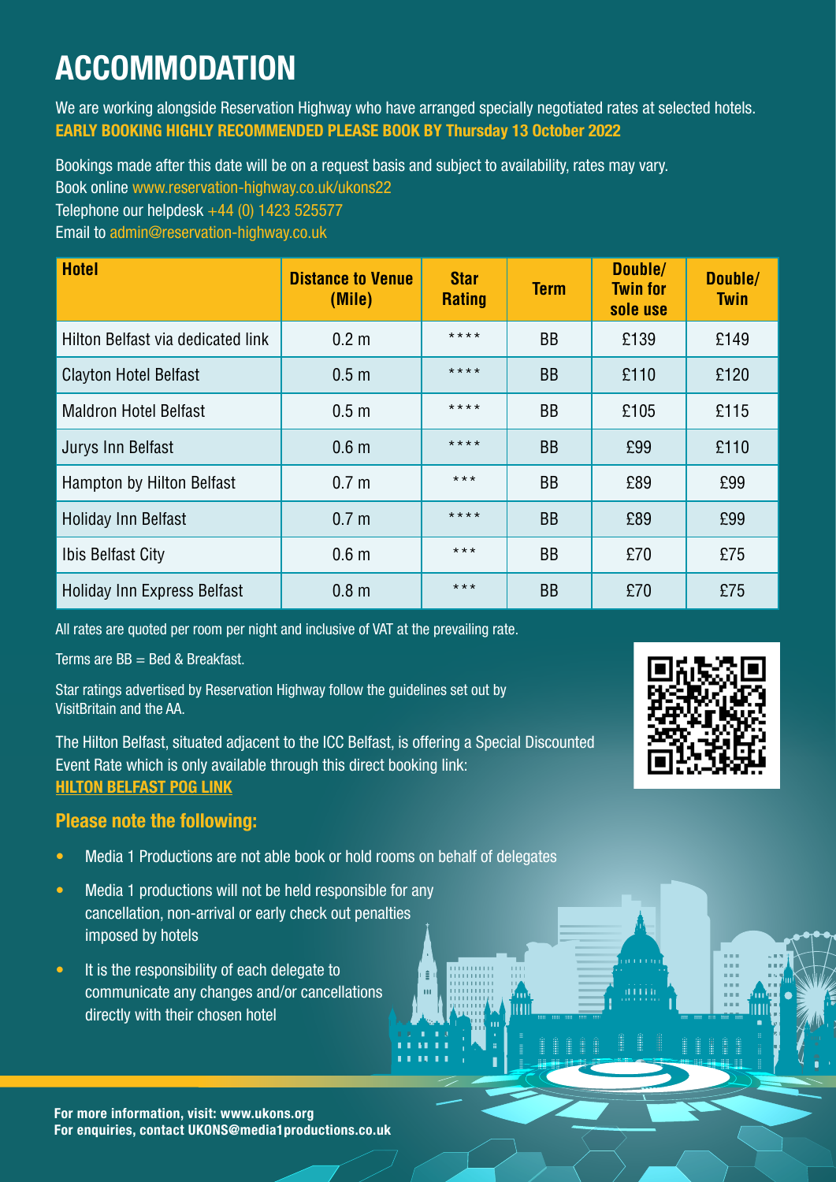# ACCOMMODATION

We are working alongside Reservation Highway who have arranged specially negotiated rates at selected hotels.
**EARLY BOOKING HIGHLY RECOMMENDED PLEASE BOOK BY Thursday 13 October 2022**

Bookings made after this date will be on a request basis and subject to availability, rates may vary.
Book online www.reservation-highway.co.uk/ukons22
Telephone our helpdesk +44 (0) 1423 525577
Email to admin@reservation-highway.co.uk

| Hotel | Distance to Venue (Mile) | Star Rating | Term | Double/ Twin for sole use | Double/ Twin |
|---|---|---|---|---|---|
| Hilton Belfast via dedicated link | 0.2 m | **** | BB | £139 | £149 |
| Clayton Hotel Belfast | 0.5 m | **** | BB | £110 | £120 |
| Maldron Hotel Belfast | 0.5 m | **** | BB | £105 | £115 |
| Jurys Inn Belfast | 0.6 m | **** | BB | £99 | £110 |
| Hampton by Hilton Belfast | 0.7 m | *** | BB | £89 | £99 |
| Holiday Inn Belfast | 0.7 m | **** | BB | £89 | £99 |
| Ibis Belfast City | 0.6 m | *** | BB | £70 | £75 |
| Holiday Inn Express Belfast | 0.8 m | *** | BB | £70 | £75 |

All rates are quoted per room per night and inclusive of VAT at the prevailing rate.

Terms are BB = Bed & Breakfast.

Star ratings advertised by Reservation Highway follow the guidelines set out by VisitBritain and the AA.

The Hilton Belfast, situated adjacent to the ICC Belfast, is offering a Special Discounted Event Rate which is only available through this direct booking link:
**HILTON BELFAST POG LINK**

## Please note the following:

- Media 1 Productions are not able book or hold rooms on behalf of delegates
- Media 1 productions will not be held responsible for any cancellation, non-arrival or early check out penalties imposed by hotels
- It is the responsibility of each delegate to communicate any changes and/or cancellations directly with their chosen hotel

**For more information, visit: www.ukons.org**
**For enquiries, contact UKONS@media1productions.co.uk**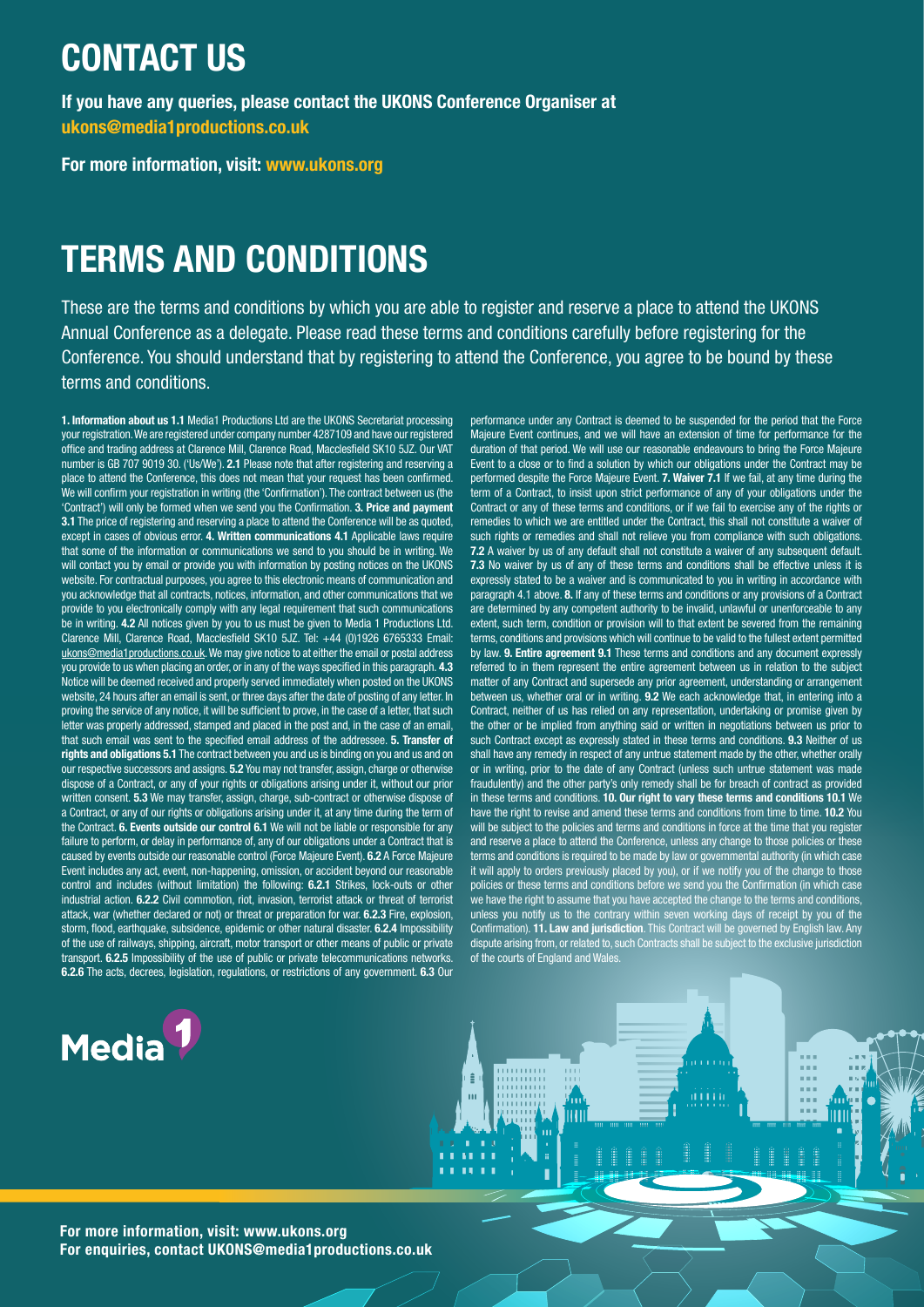# CONTACT US

**If you have any queries, please contact the UKONS Conference Organiser at ukons@media1productions.co.uk**

**For more information, visit: www.ukons.org**

# TERMS AND CONDITIONS

These are the terms and conditions by which you are able to register and reserve a place to attend the UKONS Annual Conference as a delegate. Please read these terms and conditions carefully before registering for the Conference. You should understand that by registering to attend the Conference, you agree to be bound by these terms and conditions.

**1. Information about us 1.1** Media1 Productions Ltd are the UKONS Secretariat processing your registration. We are registered under company number 4287109 and have our registered office and trading address at Clarence Mill, Clarence Road, Macclesfield SK10 5JZ. Our VAT number is GB 707 9019 30. ('Us/We'). **2.1** Please note that after registering and reserving a place to attend the Conference, this does not mean that your request has been confirmed. We will confirm your registration in writing (the 'Confirmation'). The contract between us (the 'Contract') will only be formed when we send you the Confirmation. **3. Price and payment 3.1** The price of registering and reserving a place to attend the Conference will be as quoted, except in cases of obvious error. **4. Written communications 4.1** Applicable laws require that some of the information or communications we send to you should be in writing. We will contact you by email or provide you with information by posting notices on the UKONS website. For contractual purposes, you agree to this electronic means of communication and you acknowledge that all contracts, notices, information, and other communications that we provide to you electronically comply with any legal requirement that such communications be in writing. **4.2** All notices given by you to us must be given to Media 1 Productions Ltd. Clarence Mill, Clarence Road, Macclesfield SK10 5JZ. Tel: +44 (0)1926 6765333 Email: ukons@media1productions.co.uk. We may give notice to at either the email or postal address you provide to us when placing an order, or in any of the ways specified in this paragraph. **4.3** Notice will be deemed received and properly served immediately when posted on the UKONS website, 24 hours after an email is sent, or three days after the date of posting of any letter. In proving the service of any notice, it will be sufficient to prove, in the case of a letter, that such letter was properly addressed, stamped and placed in the post and, in the case of an email, that such email was sent to the specified email address of the addressee. **5. Transfer of rights and obligations 5.1** The contract between you and us is binding on you and us and on our respective successors and assigns. **5.2** You may not transfer, assign, charge or otherwise dispose of a Contract, or any of your rights or obligations arising under it, without our prior written consent. **5.3** We may transfer, assign, charge, sub-contract or otherwise dispose of a Contract, or any of our rights or obligations arising under it, at any time during the term of the Contract. **6. Events outside our control 6.1** We will not be liable or responsible for any failure to perform, or delay in performance of, any of our obligations under a Contract that is caused by events outside our reasonable control (Force Majeure Event). **6.2** A Force Majeure Event includes any act, event, non-happening, omission, or accident beyond our reasonable control and includes (without limitation) the following: **6.2.1** Strikes, lock-outs or other industrial action. **6.2.2** Civil commotion, riot, invasion, terrorist attack or threat of terrorist attack, war (whether declared or not) or threat or preparation for war. **6.2.3** Fire, explosion, storm, flood, earthquake, subsidence, epidemic or other natural disaster. **6.2.4** Impossibility of the use of railways, shipping, aircraft, motor transport or other means of public or private transport. **6.2.5** Impossibility of the use of public or private telecommunications networks. **6.2.6** The acts, decrees, legislation, regulations, or restrictions of any government. **6.3** Our performance under any Contract is deemed to be suspended for the period that the Force Majeure Event continues, and we will have an extension of time for performance for the duration of that period. We will use our reasonable endeavours to bring the Force Majeure Event to a close or to find a solution by which our obligations under the Contract may be performed despite the Force Majeure Event. **7. Waiver 7.1** If we fail, at any time during the term of a Contract, to insist upon strict performance of any of your obligations under the Contract or any of these terms and conditions, or if we fail to exercise any of the rights or remedies to which we are entitled under the Contract, this shall not constitute a waiver of such rights or remedies and shall not relieve you from compliance with such obligations. **7.2** A waiver by us of any default shall not constitute a waiver of any subsequent default. **7.3** No waiver by us of any of these terms and conditions shall be effective unless it is expressly stated to be a waiver and is communicated to you in writing in accordance with paragraph 4.1 above. **8.** If any of these terms and conditions or any provisions of a Contract are determined by any competent authority to be invalid, unlawful or unenforceable to any extent, such term, condition or provision will to that extent be severed from the remaining terms, conditions and provisions which will continue to be valid to the fullest extent permitted by law. **9. Entire agreement 9.1** These terms and conditions and any document expressly referred to in them represent the entire agreement between us in relation to the subject matter of any Contract and supersede any prior agreement, understanding or arrangement between us, whether oral or in writing. **9.2** We each acknowledge that, in entering into a Contract, neither of us has relied on any representation, undertaking or promise given by the other or be implied from anything said or written in negotiations between us prior to such Contract except as expressly stated in these terms and conditions. **9.3** Neither of us shall have any remedy in respect of any untrue statement made by the other, whether orally or in writing, prior to the date of any Contract (unless such untrue statement was made fraudulently) and the other party's only remedy shall be for breach of contract as provided in these terms and conditions. **10. Our right to vary these terms and conditions 10.1** We have the right to revise and amend these terms and conditions from time to time. **10.2** You will be subject to the policies and terms and conditions in force at the time that you register and reserve a place to attend the Conference, unless any change to those policies or these terms and conditions is required to be made by law or governmental authority (in which case it will apply to orders previously placed by you), or if we notify you of the change to those policies or these terms and conditions before we send you the Confirmation (in which case we have the right to assume that you have accepted the change to the terms and conditions, unless you notify us to the contrary within seven working days of receipt by you of the Confirmation). **11. Law and jurisdiction**. This Contract will be governed by English law. Any dispute arising from, or related to, such Contracts shall be subject to the exclusive jurisdiction of the courts of England and Wales.

Media1

**For more information, visit: www.ukons.org**
**For enquiries, contact UKONS@media1productions.co.uk**